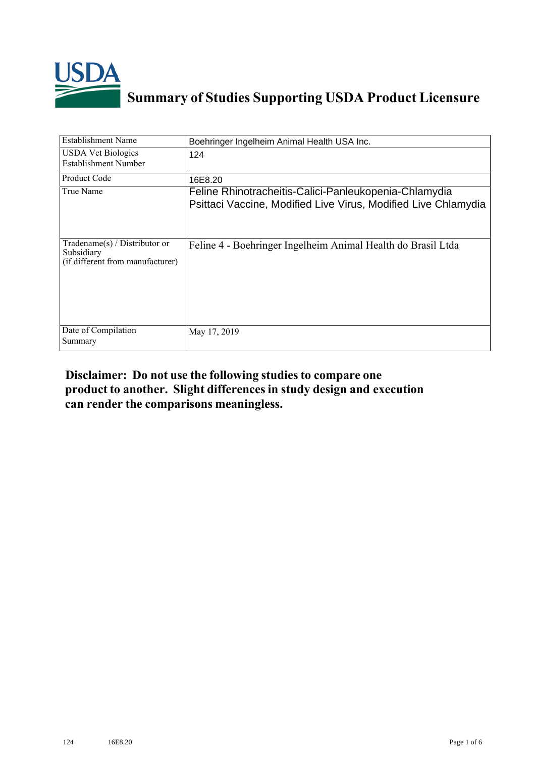# Summary of Studies Supporting USDA Product Licensure

| | |
|---|---|
| Establishment Name | Boehringer Ingelheim Animal Health USA Inc. |
| USDA Vet Biologics Establishment Number | 124 |
| Product Code | 16E8.20 |
| True Name | Feline Rhinotracheitis-Calici-Panleukopenia-Chlamydia Psittaci Vaccine, Modified Live Virus, Modified Live Chlamydia |
| Tradename(s) / Distributor or Subsidiary (if different from manufacturer) | Feline 4 - Boehringer Ingelheim Animal Health do Brasil Ltda |
| Date of Compilation Summary | May 17, 2019 |

**Disclaimer: Do not use the following studies to compare one product to another. Slight differences in study design and execution can render the comparisons meaningless.**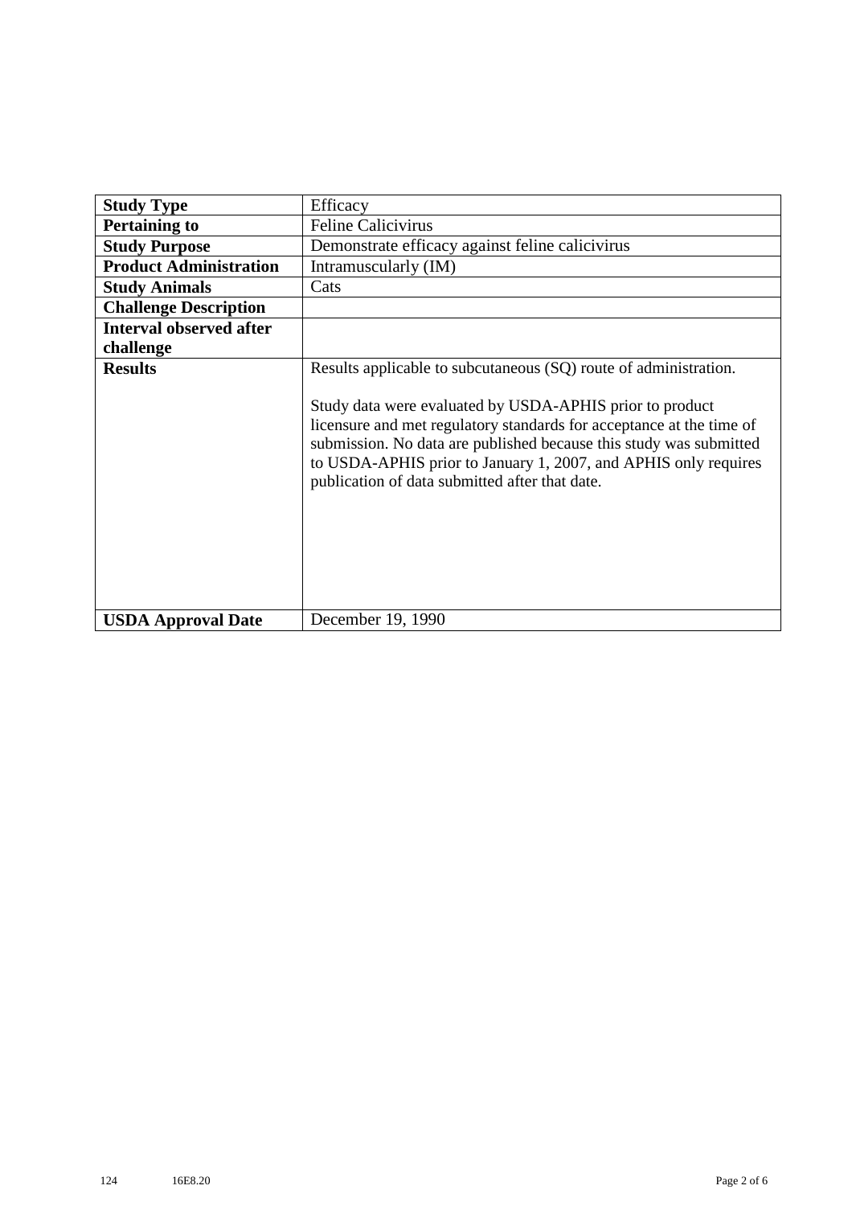| Study Type | Efficacy |
|---|---|
| **Pertaining to** | Feline Calicivirus |
| **Study Purpose** | Demonstrate efficacy against feline calicivirus |
| **Product Administration** | Intramuscularly (IM) |
| **Study Animals** | Cats |
| **Challenge Description** | |
| **Interval observed after challenge** | |
| **Results** | Results applicable to subcutaneous (SQ) route of administration.<br><br>Study data were evaluated by USDA-APHIS prior to product licensure and met regulatory standards for acceptance at the time of submission. No data are published because this study was submitted to USDA-APHIS prior to January 1, 2007, and APHIS only requires publication of data submitted after that date. |
| **USDA Approval Date** | December 19, 1990 |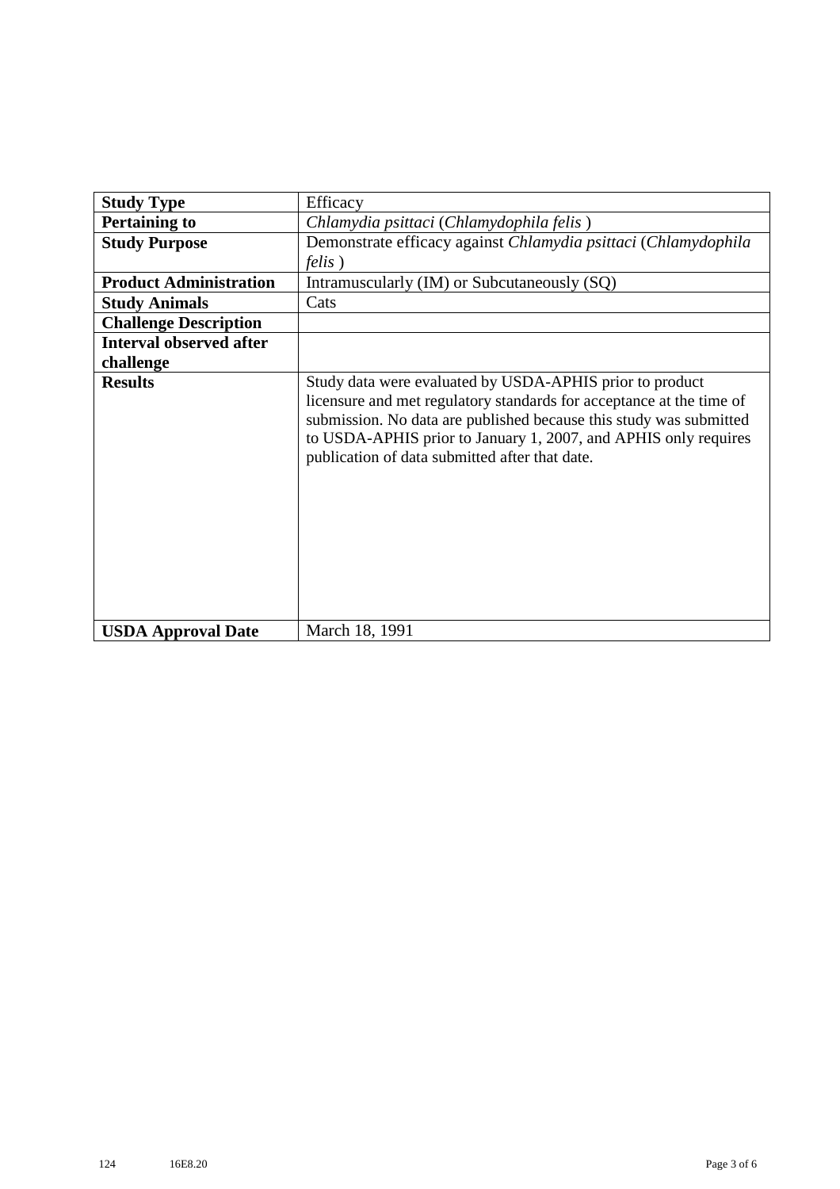| **Study Type** | Efficacy |
|---|---|
| **Pertaining to** | *Chlamydia psittaci* (*Chlamydophila felis* ) |
| **Study Purpose** | Demonstrate efficacy against *Chlamydia psittaci* (*Chlamydophila felis* ) |
| **Product Administration** | Intramuscularly (IM) or Subcutaneously (SQ) |
| **Study Animals** | Cats |
| **Challenge Description** | |
| **Interval observed after challenge** | |
| **Results** | Study data were evaluated by USDA-APHIS prior to product licensure and met regulatory standards for acceptance at the time of submission. No data are published because this study was submitted to USDA-APHIS prior to January 1, 2007, and APHIS only requires publication of data submitted after that date. |
| **USDA Approval Date** | March 18, 1991 |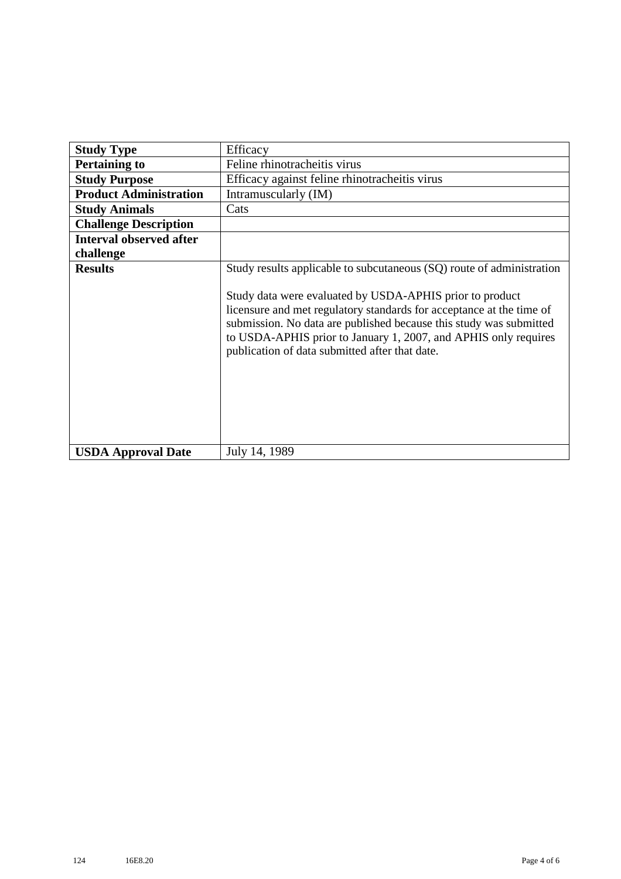| | |
|---|---|
| **Study Type** | Efficacy |
| **Pertaining to** | Feline rhinotracheitis virus |
| **Study Purpose** | Efficacy against feline rhinotracheitis virus |
| **Product Administration** | Intramuscularly (IM) |
| **Study Animals** | Cats |
| **Challenge Description** | |
| **Interval observed after challenge** | |
| **Results** | Study results applicable to subcutaneous (SQ) route of administration<br><br>Study data were evaluated by USDA-APHIS prior to product licensure and met regulatory standards for acceptance at the time of submission. No data are published because this study was submitted to USDA-APHIS prior to January 1, 2007, and APHIS only requires publication of data submitted after that date. |
| **USDA Approval Date** | July 14, 1989 |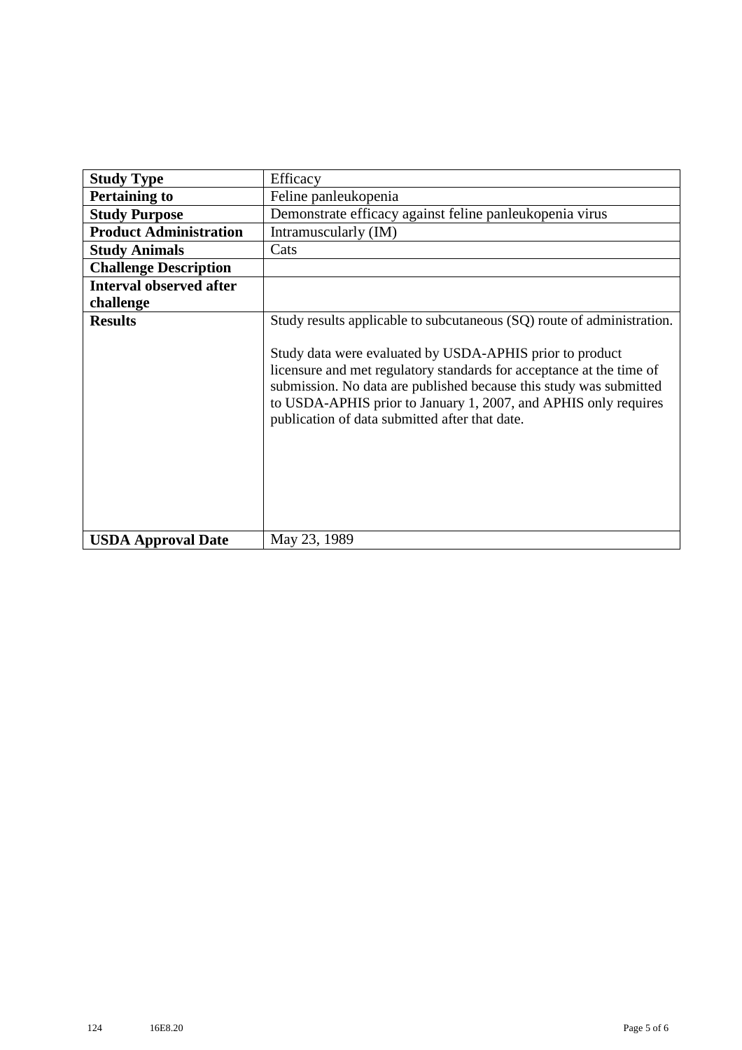| **Study Type** | Efficacy |
| --- | --- |
| **Pertaining to** | Feline panleukopenia |
| **Study Purpose** | Demonstrate efficacy against feline panleukopenia virus |
| **Product Administration** | Intramuscularly (IM) |
| **Study Animals** | Cats |
| **Challenge Description** | |
| **Interval observed after challenge** | |
| **Results** | Study results applicable to subcutaneous (SQ) route of administration.<br><br>Study data were evaluated by USDA-APHIS prior to product licensure and met regulatory standards for acceptance at the time of submission. No data are published because this study was submitted to USDA-APHIS prior to January 1, 2007, and APHIS only requires publication of data submitted after that date. |
| **USDA Approval Date** | May 23, 1989 |

124 16E8.20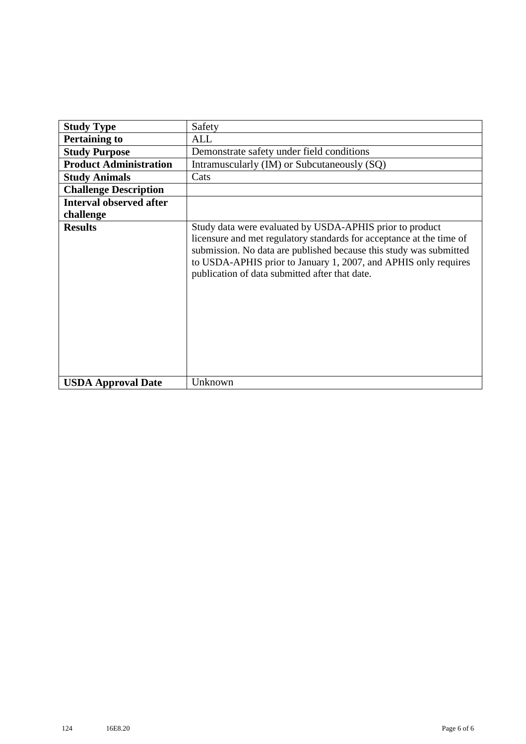| | |
|---|---|
| **Study Type** | Safety |
| **Pertaining to** | ALL |
| **Study Purpose** | Demonstrate safety under field conditions |
| **Product Administration** | Intramuscularly (IM) or Subcutaneously (SQ) |
| **Study Animals** | Cats |
| **Challenge Description** | |
| **Interval observed after challenge** | |
| **Results** | Study data were evaluated by USDA-APHIS prior to product licensure and met regulatory standards for acceptance at the time of submission. No data are published because this study was submitted to USDA-APHIS prior to January 1, 2007, and APHIS only requires publication of data submitted after that date. |
| **USDA Approval Date** | Unknown |